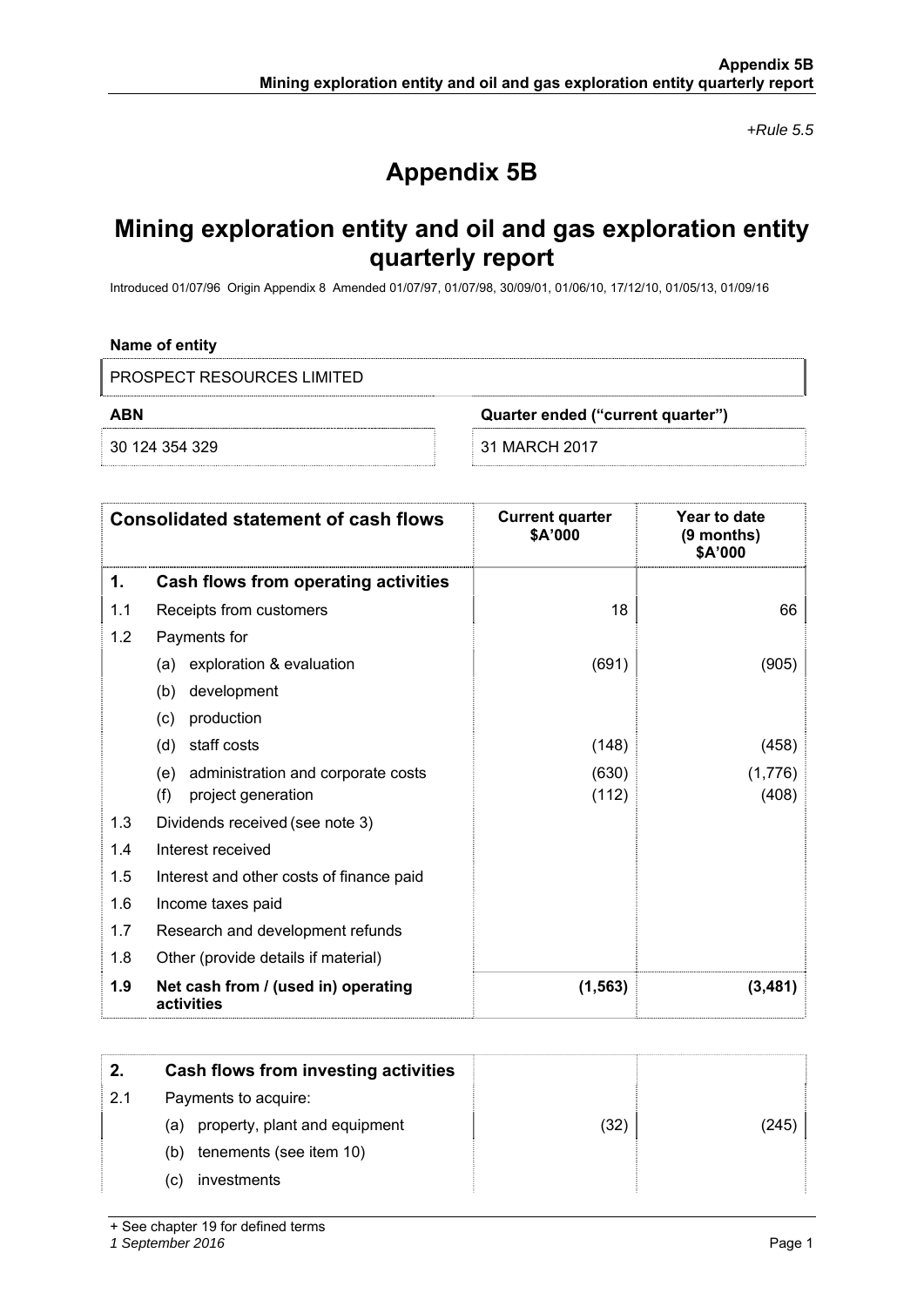*+Rule 5.5*

# Appendix 5B

# Mining exploration entity and oil and gas exploration entity quarterly report

Introduced 01/07/96 Origin Appendix 8 Amended 01/07/97, 01/07/98, 30/09/01, 01/06/10, 17/12/10, 01/05/13, 01/09/16

**Name of entity**

PROSPECT RESOURCES LIMITED

| ABN | Quarter ended ("current quarter") |
|---|---|
| 30 124 354 329 | 31 MARCH 2017 |

| | Consolidated statement of cash flows | Current quarter $A'000 | Year to date (9 months) $A'000 |
|---|---|---|---|
| **1.** | **Cash flows from operating activities** | | |
| 1.1 | Receipts from customers | 18 | 66 |
| 1.2 | Payments for | | |
| | (a) exploration & evaluation | (691) | (905) |
| | (b) development | | |
| | (c) production | | |
| | (d) staff costs | (148) | (458) |
| | (e) administration and corporate costs | (630) | (1,776) |
| | (f) project generation | (112) | (408) |
| 1.3 | Dividends received (see note 3) | | |
| 1.4 | Interest received | | |
| 1.5 | Interest and other costs of finance paid | | |
| 1.6 | Income taxes paid | | |
| 1.7 | Research and development refunds | | |
| 1.8 | Other (provide details if material) | | |
| **1.9** | **Net cash from / (used in) operating activities** | **(1,563)** | **(3,481)** |

| | | | |
|---|---|---|---|
| **2.** | **Cash flows from investing activities** | | |
| 2.1 | Payments to acquire: | | |
| | (a) property, plant and equipment | (32) | (245) |
| | (b) tenements (see item 10) | | |
| | (c) investments | | |

+ See chapter 19 for defined terms

*1 September 2016*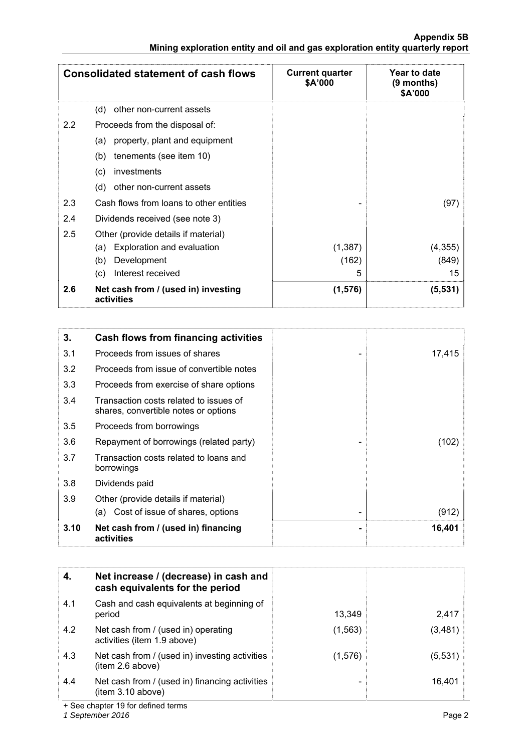| | Consolidated statement of cash flows | Current quarter $A'000 | Year to date (9 months) $A'000 |
|---|---|---|---|
| | (d) other non-current assets | | |
| 2.2 | Proceeds from the disposal of: | | |
| | (a) property, plant and equipment | | |
| | (b) tenements (see item 10) | | |
| | (c) investments | | |
| | (d) other non-current assets | | |
| 2.3 | Cash flows from loans to other entities | - | (97) |
| 2.4 | Dividends received (see note 3) | | |
| 2.5 | Other (provide details if material) | | |
| | (a) Exploration and evaluation | (1,387) | (4,355) |
| | (b) Development | (162) | (849) |
| | (c) Interest received | 5 | 15 |
| **2.6** | **Net cash from / (used in) investing activities** | **(1,576)** | **(5,531)** |

| 3. | Cash flows from financing activities | | |
|---|---|---|---|
| 3.1 | Proceeds from issues of shares | - | 17,415 |
| 3.2 | Proceeds from issue of convertible notes | | |
| 3.3 | Proceeds from exercise of share options | | |
| 3.4 | Transaction costs related to issues of shares, convertible notes or options | | |
| 3.5 | Proceeds from borrowings | | |
| 3.6 | Repayment of borrowings (related party) | - | (102) |
| 3.7 | Transaction costs related to loans and borrowings | | |
| 3.8 | Dividends paid | | |
| 3.9 | Other (provide details if material) | | |
| | (a) Cost of issue of shares, options | - | (912) |
| **3.10** | **Net cash from / (used in) financing activities** | **-** | **16,401** |

| 4. | Net increase / (decrease) in cash and cash equivalents for the period | | |
|---|---|---|---|
| 4.1 | Cash and cash equivalents at beginning of period | 13,349 | 2,417 |
| 4.2 | Net cash from / (used in) operating activities (item 1.9 above) | (1,563) | (3,481) |
| 4.3 | Net cash from / (used in) investing activities (item 2.6 above) | (1,576) | (5,531) |
| 4.4 | Net cash from / (used in) financing activities (item 3.10 above) | - | 16,401 |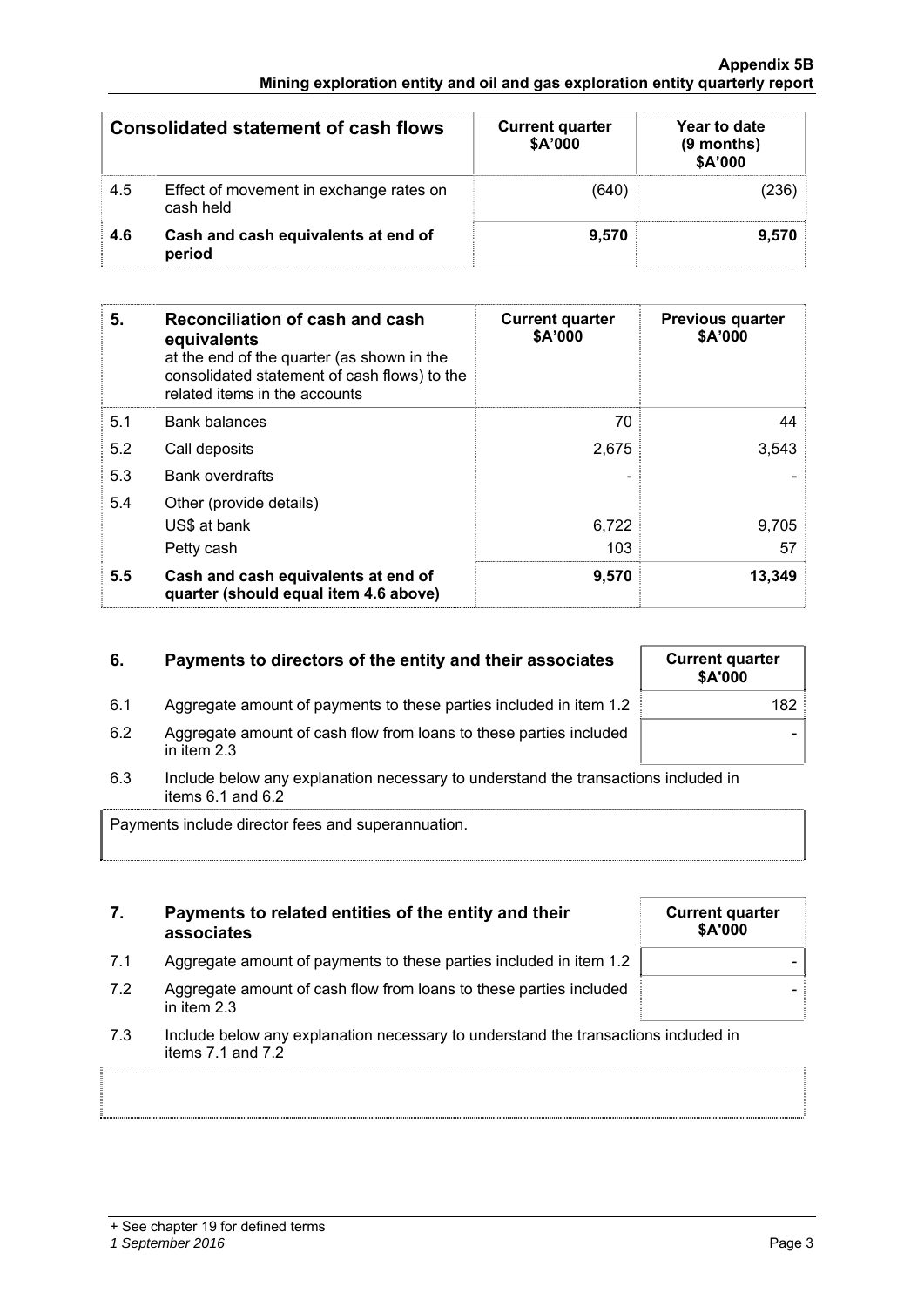| | Consolidated statement of cash flows | Current quarter $A'000 | Year to date (9 months) $A'000 |
|---|---|---|---|
| 4.5 | Effect of movement in exchange rates on cash held | (640) | (236) |
| **4.6** | **Cash and cash equivalents at end of period** | **9,570** | **9,570** |

| 5. | **Reconciliation of cash and cash equivalents** at the end of the quarter (as shown in the consolidated statement of cash flows) to the related items in the accounts | Current quarter $A'000 | Previous quarter $A'000 |
|---|---|---|---|
| 5.1 | Bank balances | 70 | 44 |
| 5.2 | Call deposits | 2,675 | 3,543 |
| 5.3 | Bank overdrafts | - | - |
| 5.4 | Other (provide details) | | |
| | US$ at bank | 6,722 | 9,705 |
| | Petty cash | 103 | 57 |
| **5.5** | **Cash and cash equivalents at end of quarter (should equal item 4.6 above)** | **9,570** | **13,349** |

| 6. | Payments to directors of the entity and their associates | Current quarter $A'000 |
|---|---|---|
| 6.1 | Aggregate amount of payments to these parties included in item 1.2 | 182 |
| 6.2 | Aggregate amount of cash flow from loans to these parties included in item 2.3 | - |

6.3 Include below any explanation necessary to understand the transactions included in items 6.1 and 6.2

Payments include director fees and superannuation.

| 7. | Payments to related entities of the entity and their associates | Current quarter $A'000 |
|---|---|---|
| 7.1 | Aggregate amount of payments to these parties included in item 1.2 | - |
| 7.2 | Aggregate amount of cash flow from loans to these parties included in item 2.3 | - |

7.3 Include below any explanation necessary to understand the transactions included in items 7.1 and 7.2

+ See chapter 19 for defined terms

*1 September 2016*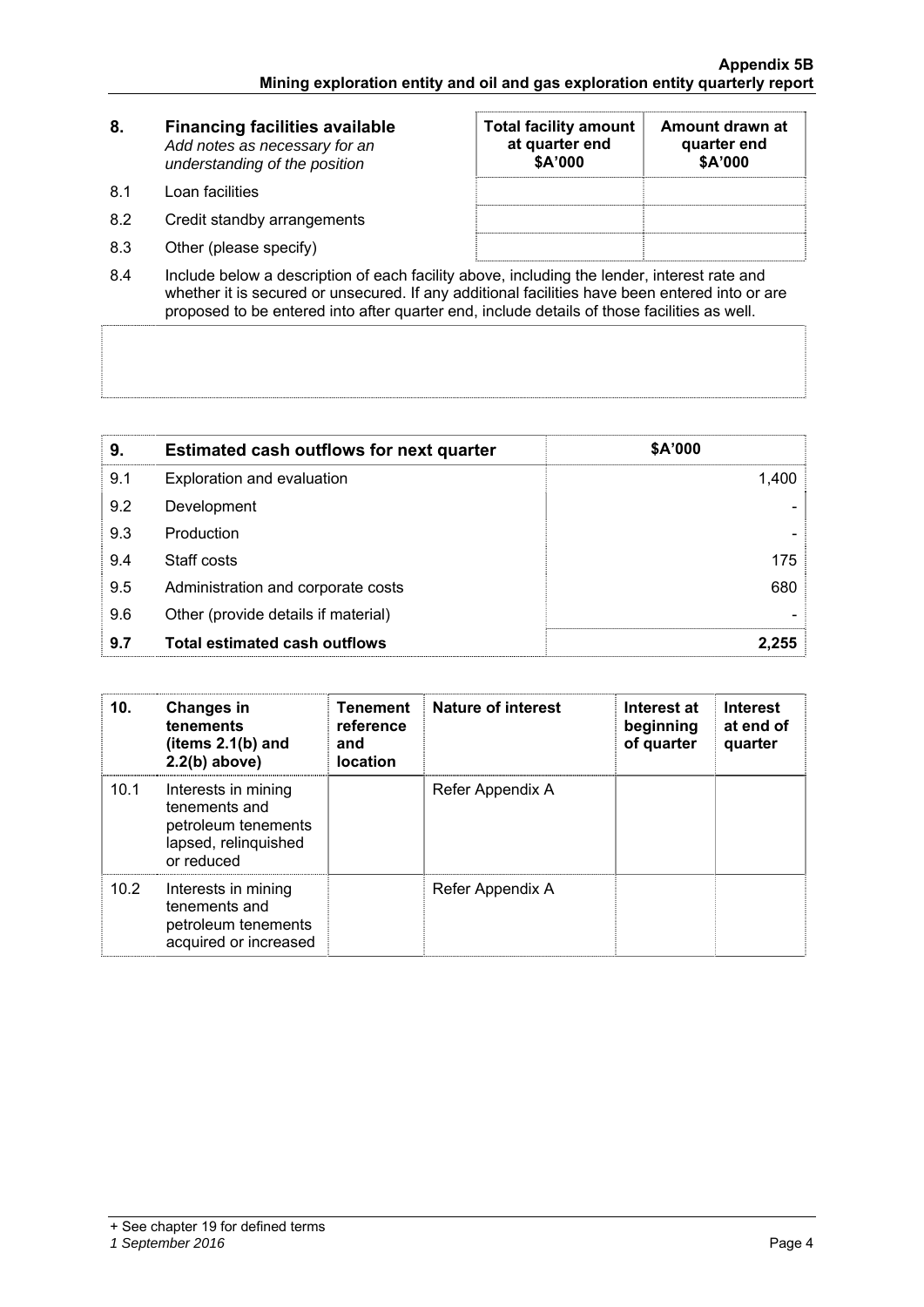| 8. | **Financing facilities available** *Add notes as necessary for an understanding of the position* | **Total facility amount at quarter end $A'000** | **Amount drawn at quarter end $A'000** |
|---|---|---|---|
| 8.1 | Loan facilities | | |
| 8.2 | Credit standby arrangements | | |
| 8.3 | Other (please specify) | | |

8.4 Include below a description of each facility above, including the lender, interest rate and whether it is secured or unsecured. If any additional facilities have been entered into or are proposed to be entered into after quarter end, include details of those facilities as well.

| 9. | **Estimated cash outflows for next quarter** | **$A'000** |
|---|---|---|
| 9.1 | Exploration and evaluation | 1,400 |
| 9.2 | Development | - |
| 9.3 | Production | - |
| 9.4 | Staff costs | 175 |
| 9.5 | Administration and corporate costs | 680 |
| 9.6 | Other (provide details if material) | - |
| **9.7** | **Total estimated cash outflows** | **2,255** |

| 10. | **Changes in tenements (items 2.1(b) and 2.2(b) above)** | **Tenement reference and location** | **Nature of interest** | **Interest at beginning of quarter** | **Interest at end of quarter** |
|---|---|---|---|---|---|
| 10.1 | Interests in mining tenements and petroleum tenements lapsed, relinquished or reduced | | Refer Appendix A | | |
| 10.2 | Interests in mining tenements and petroleum tenements acquired or increased | | Refer Appendix A | | |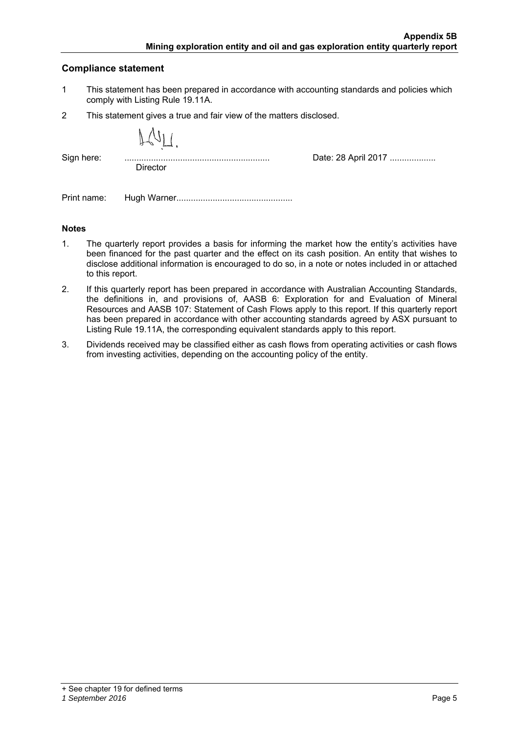## Compliance statement

1. This statement has been prepared in accordance with accounting standards and policies which comply with Listing Rule 19.11A.
2. This statement gives a true and fair view of the matters disclosed.

Sign here: ............................................................ Date: 28 April 2017 ...................
Director

Print name: Hugh Warner...............................................

### Notes

1. The quarterly report provides a basis for informing the market how the entity's activities have been financed for the past quarter and the effect on its cash position. An entity that wishes to disclose additional information is encouraged to do so, in a note or notes included in or attached to this report.
2. If this quarterly report has been prepared in accordance with Australian Accounting Standards, the definitions in, and provisions of, AASB 6: Exploration for and Evaluation of Mineral Resources and AASB 107: Statement of Cash Flows apply to this report. If this quarterly report has been prepared in accordance with other accounting standards agreed by ASX pursuant to Listing Rule 19.11A, the corresponding equivalent standards apply to this report.
3. Dividends received may be classified either as cash flows from operating activities or cash flows from investing activities, depending on the accounting policy of the entity.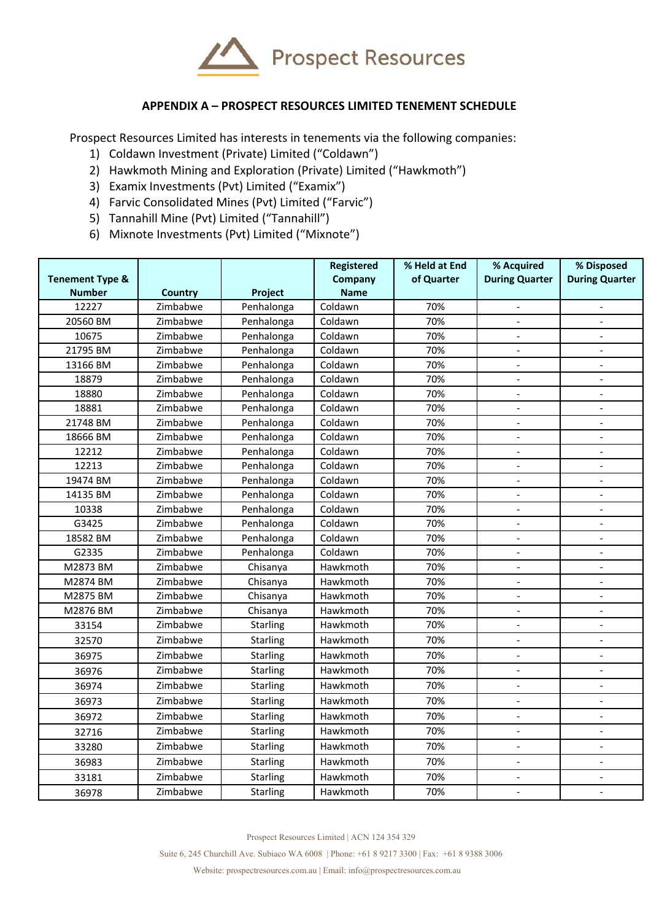## APPENDIX A – PROSPECT RESOURCES LIMITED TENEMENT SCHEDULE

Prospect Resources Limited has interests in tenements via the following companies:

1) Coldawn Investment (Private) Limited ("Coldawn")
2) Hawkmoth Mining and Exploration (Private) Limited ("Hawkmoth")
3) Examix Investments (Pvt) Limited ("Examix")
4) Farvic Consolidated Mines (Pvt) Limited ("Farvic")
5) Tannahill Mine (Pvt) Limited ("Tannahill")
6) Mixnote Investments (Pvt) Limited ("Mixnote")

| Tenement Type & Number | Country | Project | Registered Company Name | % Held at End of Quarter | % Acquired During Quarter | % Disposed During Quarter |
|---|---|---|---|---|---|---|
| 12227 | Zimbabwe | Penhalonga | Coldawn | 70% | - | - |
| 20560 BM | Zimbabwe | Penhalonga | Coldawn | 70% | - | - |
| 10675 | Zimbabwe | Penhalonga | Coldawn | 70% | - | - |
| 21795 BM | Zimbabwe | Penhalonga | Coldawn | 70% | - | - |
| 13166 BM | Zimbabwe | Penhalonga | Coldawn | 70% | - | - |
| 18879 | Zimbabwe | Penhalonga | Coldawn | 70% | - | - |
| 18880 | Zimbabwe | Penhalonga | Coldawn | 70% | - | - |
| 18881 | Zimbabwe | Penhalonga | Coldawn | 70% | - | - |
| 21748 BM | Zimbabwe | Penhalonga | Coldawn | 70% | - | - |
| 18666 BM | Zimbabwe | Penhalonga | Coldawn | 70% | - | - |
| 12212 | Zimbabwe | Penhalonga | Coldawn | 70% | - | - |
| 12213 | Zimbabwe | Penhalonga | Coldawn | 70% | - | - |
| 19474 BM | Zimbabwe | Penhalonga | Coldawn | 70% | - | - |
| 14135 BM | Zimbabwe | Penhalonga | Coldawn | 70% | - | - |
| 10338 | Zimbabwe | Penhalonga | Coldawn | 70% | - | - |
| G3425 | Zimbabwe | Penhalonga | Coldawn | 70% | - | - |
| 18582 BM | Zimbabwe | Penhalonga | Coldawn | 70% | - | - |
| G2335 | Zimbabwe | Penhalonga | Coldawn | 70% | - | - |
| M2873 BM | Zimbabwe | Chisanya | Hawkmoth | 70% | - | - |
| M2874 BM | Zimbabwe | Chisanya | Hawkmoth | 70% | - | - |
| M2875 BM | Zimbabwe | Chisanya | Hawkmoth | 70% | - | - |
| M2876 BM | Zimbabwe | Chisanya | Hawkmoth | 70% | - | - |
| 33154 | Zimbabwe | Starling | Hawkmoth | 70% | - | - |
| 32570 | Zimbabwe | Starling | Hawkmoth | 70% | - | - |
| 36975 | Zimbabwe | Starling | Hawkmoth | 70% | - | - |
| 36976 | Zimbabwe | Starling | Hawkmoth | 70% | - | - |
| 36974 | Zimbabwe | Starling | Hawkmoth | 70% | - | - |
| 36973 | Zimbabwe | Starling | Hawkmoth | 70% | - | - |
| 36972 | Zimbabwe | Starling | Hawkmoth | 70% | - | - |
| 32716 | Zimbabwe | Starling | Hawkmoth | 70% | - | - |
| 33280 | Zimbabwe | Starling | Hawkmoth | 70% | - | - |
| 36983 | Zimbabwe | Starling | Hawkmoth | 70% | - | - |
| 33181 | Zimbabwe | Starling | Hawkmoth | 70% | - | - |
| 36978 | Zimbabwe | Starling | Hawkmoth | 70% | - | - |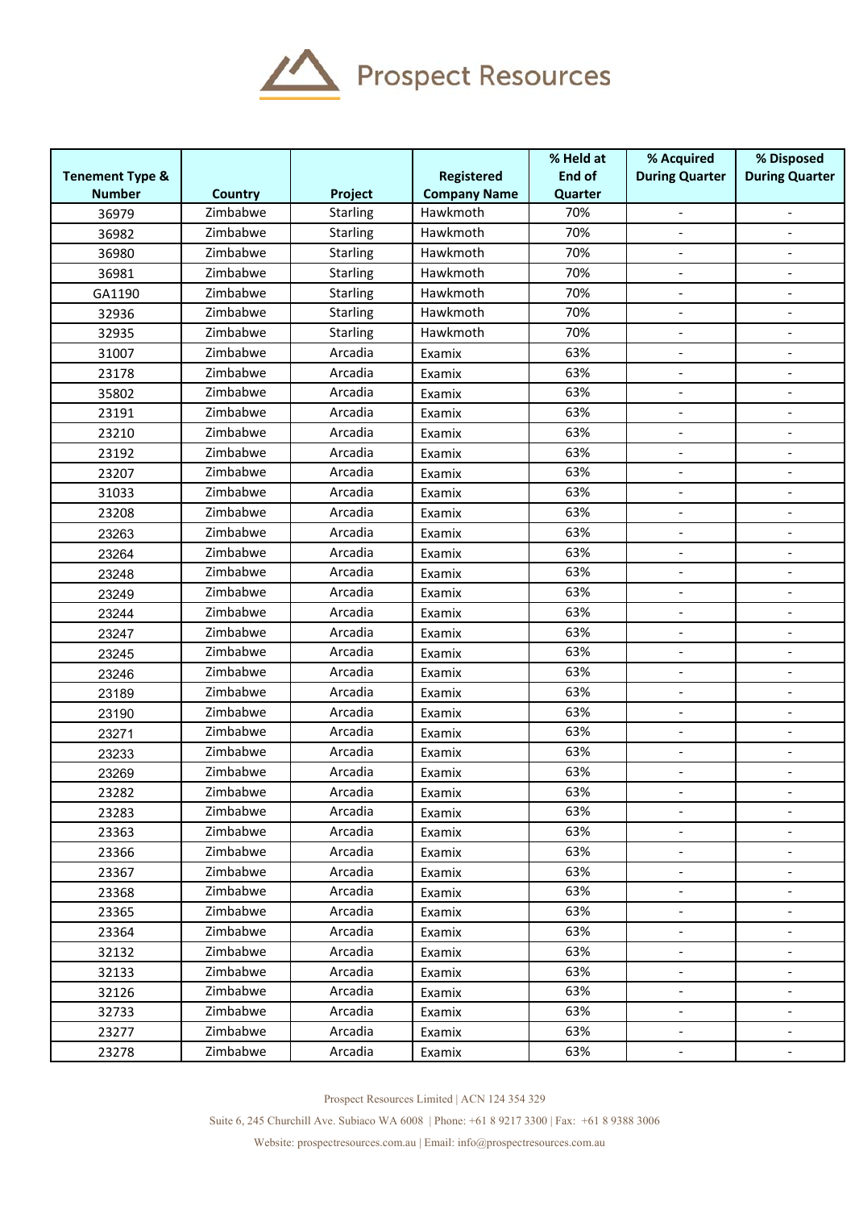| Tenement Type & Number | Country | Project | Registered Company Name | % Held at End of Quarter | % Acquired During Quarter | % Disposed During Quarter |
|---|---|---|---|---|---|---|
| 36979 | Zimbabwe | Starling | Hawkmoth | 70% | - | - |
| 36982 | Zimbabwe | Starling | Hawkmoth | 70% | - | - |
| 36980 | Zimbabwe | Starling | Hawkmoth | 70% | - | - |
| 36981 | Zimbabwe | Starling | Hawkmoth | 70% | - | - |
| GA1190 | Zimbabwe | Starling | Hawkmoth | 70% | - | - |
| 32936 | Zimbabwe | Starling | Hawkmoth | 70% | - | - |
| 32935 | Zimbabwe | Starling | Hawkmoth | 70% | - | - |
| 31007 | Zimbabwe | Arcadia | Examix | 63% | - | - |
| 23178 | Zimbabwe | Arcadia | Examix | 63% | - | - |
| 35802 | Zimbabwe | Arcadia | Examix | 63% | - | - |
| 23191 | Zimbabwe | Arcadia | Examix | 63% | - | - |
| 23210 | Zimbabwe | Arcadia | Examix | 63% | - | - |
| 23192 | Zimbabwe | Arcadia | Examix | 63% | - | - |
| 23207 | Zimbabwe | Arcadia | Examix | 63% | - | - |
| 31033 | Zimbabwe | Arcadia | Examix | 63% | - | - |
| 23208 | Zimbabwe | Arcadia | Examix | 63% | - | - |
| 23263 | Zimbabwe | Arcadia | Examix | 63% | - | - |
| 23264 | Zimbabwe | Arcadia | Examix | 63% | - | - |
| 23248 | Zimbabwe | Arcadia | Examix | 63% | - | - |
| 23249 | Zimbabwe | Arcadia | Examix | 63% | - | - |
| 23244 | Zimbabwe | Arcadia | Examix | 63% | - | - |
| 23247 | Zimbabwe | Arcadia | Examix | 63% | - | - |
| 23245 | Zimbabwe | Arcadia | Examix | 63% | - | - |
| 23246 | Zimbabwe | Arcadia | Examix | 63% | - | - |
| 23189 | Zimbabwe | Arcadia | Examix | 63% | - | - |
| 23190 | Zimbabwe | Arcadia | Examix | 63% | - | - |
| 23271 | Zimbabwe | Arcadia | Examix | 63% | - | - |
| 23233 | Zimbabwe | Arcadia | Examix | 63% | - | - |
| 23269 | Zimbabwe | Arcadia | Examix | 63% | - | - |
| 23282 | Zimbabwe | Arcadia | Examix | 63% | - | - |
| 23283 | Zimbabwe | Arcadia | Examix | 63% | - | - |
| 23363 | Zimbabwe | Arcadia | Examix | 63% | - | - |
| 23366 | Zimbabwe | Arcadia | Examix | 63% | - | - |
| 23367 | Zimbabwe | Arcadia | Examix | 63% | - | - |
| 23368 | Zimbabwe | Arcadia | Examix | 63% | - | - |
| 23365 | Zimbabwe | Arcadia | Examix | 63% | - | - |
| 23364 | Zimbabwe | Arcadia | Examix | 63% | - | - |
| 32132 | Zimbabwe | Arcadia | Examix | 63% | - | - |
| 32133 | Zimbabwe | Arcadia | Examix | 63% | - | - |
| 32126 | Zimbabwe | Arcadia | Examix | 63% | - | - |
| 32733 | Zimbabwe | Arcadia | Examix | 63% | - | - |
| 23277 | Zimbabwe | Arcadia | Examix | 63% | - | - |
| 23278 | Zimbabwe | Arcadia | Examix | 63% | - | - |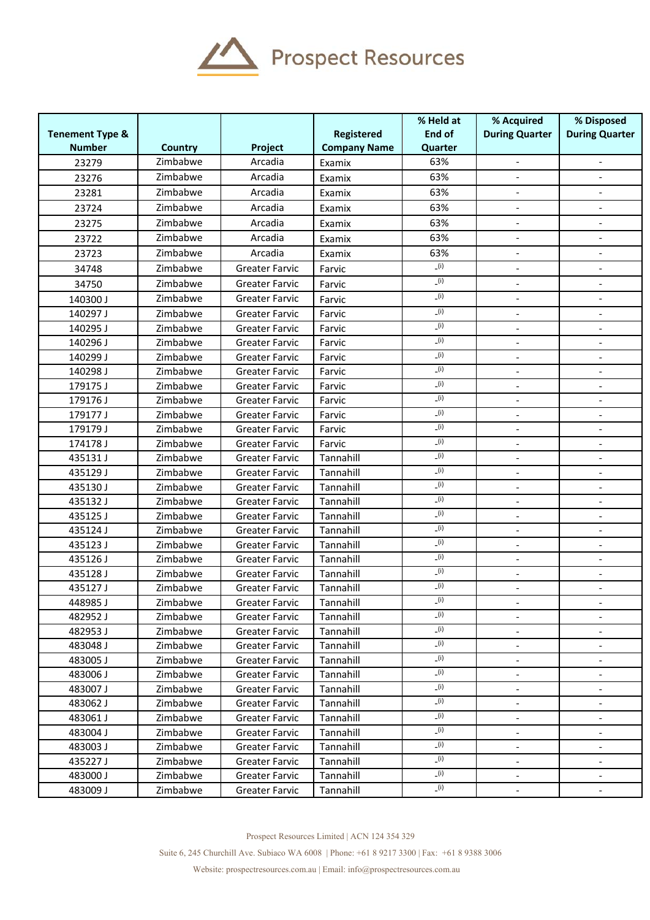| Tenement Type & Number | Country | Project | Registered Company Name | % Held at End of Quarter | % Acquired During Quarter | % Disposed During Quarter |
|---|---|---|---|---|---|---|
| 23279 | Zimbabwe | Arcadia | Examix | 63% | - | - |
| 23276 | Zimbabwe | Arcadia | Examix | 63% | - | - |
| 23281 | Zimbabwe | Arcadia | Examix | 63% | - | - |
| 23724 | Zimbabwe | Arcadia | Examix | 63% | - | - |
| 23275 | Zimbabwe | Arcadia | Examix | 63% | - | - |
| 23722 | Zimbabwe | Arcadia | Examix | 63% | - | - |
| 23723 | Zimbabwe | Arcadia | Examix | 63% | - | - |
| 34748 | Zimbabwe | Greater Farvic | Farvic | -(i) | - | - |
| 34750 | Zimbabwe | Greater Farvic | Farvic | -(i) | - | - |
| 140300 J | Zimbabwe | Greater Farvic | Farvic | -(i) | - | - |
| 140297 J | Zimbabwe | Greater Farvic | Farvic | -(i) | - | - |
| 140295 J | Zimbabwe | Greater Farvic | Farvic | -(i) | - | - |
| 140296 J | Zimbabwe | Greater Farvic | Farvic | -(i) | - | - |
| 140299 J | Zimbabwe | Greater Farvic | Farvic | -(i) | - | - |
| 140298 J | Zimbabwe | Greater Farvic | Farvic | -(i) | - | - |
| 179175 J | Zimbabwe | Greater Farvic | Farvic | -(i) | - | - |
| 179176 J | Zimbabwe | Greater Farvic | Farvic | -(i) | - | - |
| 179177 J | Zimbabwe | Greater Farvic | Farvic | -(i) | - | - |
| 179179 J | Zimbabwe | Greater Farvic | Farvic | -(i) | - | - |
| 174178 J | Zimbabwe | Greater Farvic | Farvic | -(i) | - | - |
| 435131 J | Zimbabwe | Greater Farvic | Tannahill | -(i) | - | - |
| 435129 J | Zimbabwe | Greater Farvic | Tannahill | -(i) | - | - |
| 435130 J | Zimbabwe | Greater Farvic | Tannahill | -(i) | - | - |
| 435132 J | Zimbabwe | Greater Farvic | Tannahill | -(i) | - | - |
| 435125 J | Zimbabwe | Greater Farvic | Tannahill | -(i) | - | - |
| 435124 J | Zimbabwe | Greater Farvic | Tannahill | -(i) | - | - |
| 435123 J | Zimbabwe | Greater Farvic | Tannahill | -(i) | - | - |
| 435126 J | Zimbabwe | Greater Farvic | Tannahill | -(i) | - | - |
| 435128 J | Zimbabwe | Greater Farvic | Tannahill | -(i) | - | - |
| 435127 J | Zimbabwe | Greater Farvic | Tannahill | -(i) | - | - |
| 448985 J | Zimbabwe | Greater Farvic | Tannahill | -(i) | - | - |
| 482952 J | Zimbabwe | Greater Farvic | Tannahill | -(i) | - | - |
| 482953 J | Zimbabwe | Greater Farvic | Tannahill | -(i) | - | - |
| 483048 J | Zimbabwe | Greater Farvic | Tannahill | -(i) | - | - |
| 483005 J | Zimbabwe | Greater Farvic | Tannahill | -(i) | - | - |
| 483006 J | Zimbabwe | Greater Farvic | Tannahill | -(i) | - | - |
| 483007 J | Zimbabwe | Greater Farvic | Tannahill | -(i) | - | - |
| 483062 J | Zimbabwe | Greater Farvic | Tannahill | -(i) | - | - |
| 483061 J | Zimbabwe | Greater Farvic | Tannahill | -(i) | - | - |
| 483004 J | Zimbabwe | Greater Farvic | Tannahill | -(i) | - | - |
| 483003 J | Zimbabwe | Greater Farvic | Tannahill | -(i) | - | - |
| 435227 J | Zimbabwe | Greater Farvic | Tannahill | -(i) | - | - |
| 483000 J | Zimbabwe | Greater Farvic | Tannahill | -(i) | - | - |
| 483009 J | Zimbabwe | Greater Farvic | Tannahill | -(i) | - | - |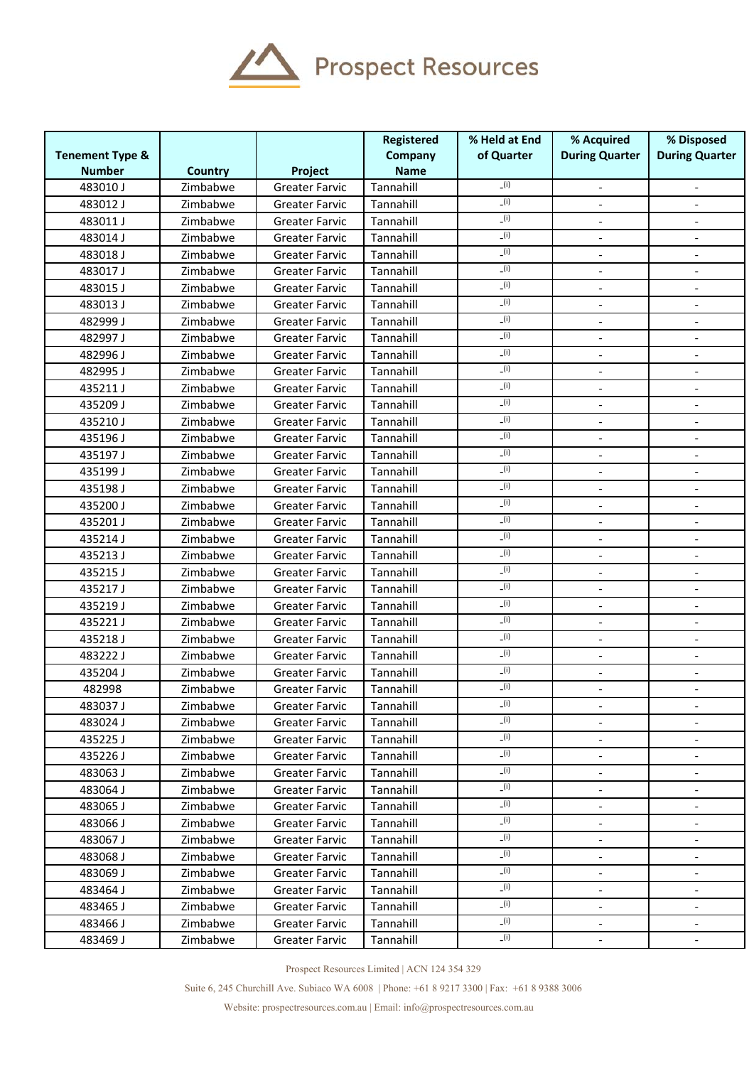| Tenement Type & Number | Country | Project | Registered Company Name | % Held at End of Quarter | % Acquired During Quarter | % Disposed During Quarter |
|---|---|---|---|---|---|---|
| 483010 J | Zimbabwe | Greater Farvic | Tannahill | -(i) | - | - |
| 483012 J | Zimbabwe | Greater Farvic | Tannahill | -(i) | - | - |
| 483011 J | Zimbabwe | Greater Farvic | Tannahill | -(i) | - | - |
| 483014 J | Zimbabwe | Greater Farvic | Tannahill | -(i) | - | - |
| 483018 J | Zimbabwe | Greater Farvic | Tannahill | -(i) | - | - |
| 483017 J | Zimbabwe | Greater Farvic | Tannahill | -(i) | - | - |
| 483015 J | Zimbabwe | Greater Farvic | Tannahill | -(i) | - | - |
| 483013 J | Zimbabwe | Greater Farvic | Tannahill | -(i) | - | - |
| 482999 J | Zimbabwe | Greater Farvic | Tannahill | -(i) | - | - |
| 482997 J | Zimbabwe | Greater Farvic | Tannahill | -(i) | - | - |
| 482996 J | Zimbabwe | Greater Farvic | Tannahill | -(i) | - | - |
| 482995 J | Zimbabwe | Greater Farvic | Tannahill | -(i) | - | - |
| 435211 J | Zimbabwe | Greater Farvic | Tannahill | -(i) | - | - |
| 435209 J | Zimbabwe | Greater Farvic | Tannahill | -(i) | - | - |
| 435210 J | Zimbabwe | Greater Farvic | Tannahill | -(i) | - | - |
| 435196 J | Zimbabwe | Greater Farvic | Tannahill | -(i) | - | - |
| 435197 J | Zimbabwe | Greater Farvic | Tannahill | -(i) | - | - |
| 435199 J | Zimbabwe | Greater Farvic | Tannahill | -(i) | - | - |
| 435198 J | Zimbabwe | Greater Farvic | Tannahill | -(i) | - | - |
| 435200 J | Zimbabwe | Greater Farvic | Tannahill | -(i) | - | - |
| 435201 J | Zimbabwe | Greater Farvic | Tannahill | -(i) | - | - |
| 435214 J | Zimbabwe | Greater Farvic | Tannahill | -(i) | - | - |
| 435213 J | Zimbabwe | Greater Farvic | Tannahill | -(i) | - | - |
| 435215 J | Zimbabwe | Greater Farvic | Tannahill | -(i) | - | - |
| 435217 J | Zimbabwe | Greater Farvic | Tannahill | -(i) | - | - |
| 435219 J | Zimbabwe | Greater Farvic | Tannahill | -(i) | - | - |
| 435221 J | Zimbabwe | Greater Farvic | Tannahill | -(i) | - | - |
| 435218 J | Zimbabwe | Greater Farvic | Tannahill | -(i) | - | - |
| 483222 J | Zimbabwe | Greater Farvic | Tannahill | -(i) | - | - |
| 435204 J | Zimbabwe | Greater Farvic | Tannahill | -(i) | - | - |
| 482998 | Zimbabwe | Greater Farvic | Tannahill | -(i) | - | - |
| 483037 J | Zimbabwe | Greater Farvic | Tannahill | -(i) | - | - |
| 483024 J | Zimbabwe | Greater Farvic | Tannahill | -(i) | - | - |
| 435225 J | Zimbabwe | Greater Farvic | Tannahill | -(i) | - | - |
| 435226 J | Zimbabwe | Greater Farvic | Tannahill | -(i) | - | - |
| 483063 J | Zimbabwe | Greater Farvic | Tannahill | -(i) | - | - |
| 483064 J | Zimbabwe | Greater Farvic | Tannahill | -(i) | - | - |
| 483065 J | Zimbabwe | Greater Farvic | Tannahill | -(i) | - | - |
| 483066 J | Zimbabwe | Greater Farvic | Tannahill | -(i) | - | - |
| 483067 J | Zimbabwe | Greater Farvic | Tannahill | -(i) | - | - |
| 483068 J | Zimbabwe | Greater Farvic | Tannahill | -(i) | - | - |
| 483069 J | Zimbabwe | Greater Farvic | Tannahill | -(i) | - | - |
| 483464 J | Zimbabwe | Greater Farvic | Tannahill | -(i) | - | - |
| 483465 J | Zimbabwe | Greater Farvic | Tannahill | -(i) | - | - |
| 483466 J | Zimbabwe | Greater Farvic | Tannahill | -(i) | - | - |
| 483469 J | Zimbabwe | Greater Farvic | Tannahill | -(i) | - | - |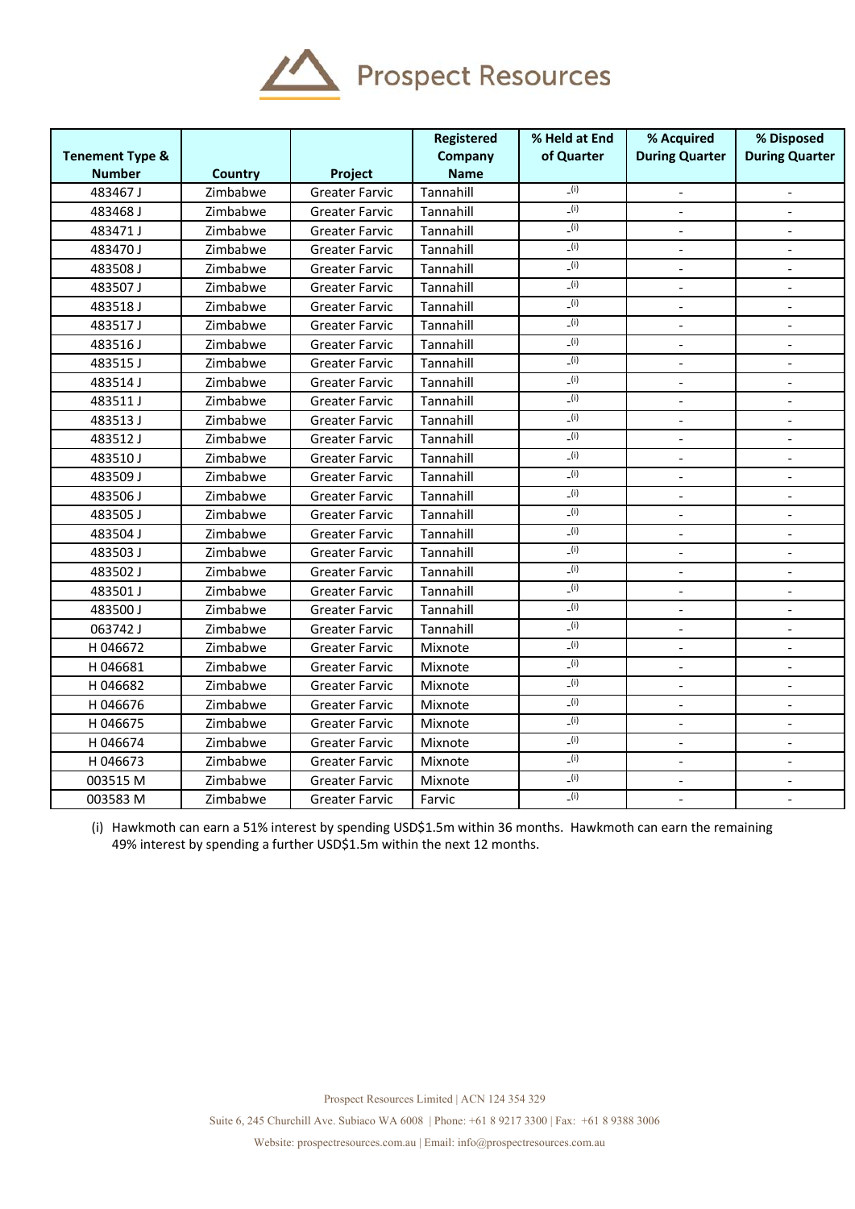| Tenement Type & Number | Country | Project | Registered Company Name | % Held at End of Quarter | % Acquired During Quarter | % Disposed During Quarter |
|---|---|---|---|---|---|---|
| 483467 J | Zimbabwe | Greater Farvic | Tannahill | -[(i)] | - | - |
| 483468 J | Zimbabwe | Greater Farvic | Tannahill | -[(i)] | - | - |
| 483471 J | Zimbabwe | Greater Farvic | Tannahill | -[(i)] | - | - |
| 483470 J | Zimbabwe | Greater Farvic | Tannahill | -[(i)] | - | - |
| 483508 J | Zimbabwe | Greater Farvic | Tannahill | -[(i)] | - | - |
| 483507 J | Zimbabwe | Greater Farvic | Tannahill | -[(i)] | - | - |
| 483518 J | Zimbabwe | Greater Farvic | Tannahill | -[(i)] | - | - |
| 483517 J | Zimbabwe | Greater Farvic | Tannahill | -[(i)] | - | - |
| 483516 J | Zimbabwe | Greater Farvic | Tannahill | -[(i)] | - | - |
| 483515 J | Zimbabwe | Greater Farvic | Tannahill | -[(i)] | - | - |
| 483514 J | Zimbabwe | Greater Farvic | Tannahill | -[(i)] | - | - |
| 483511 J | Zimbabwe | Greater Farvic | Tannahill | -[(i)] | - | - |
| 483513 J | Zimbabwe | Greater Farvic | Tannahill | -[(i)] | - | - |
| 483512 J | Zimbabwe | Greater Farvic | Tannahill | -[(i)] | - | - |
| 483510 J | Zimbabwe | Greater Farvic | Tannahill | -[(i)] | - | - |
| 483509 J | Zimbabwe | Greater Farvic | Tannahill | -[(i)] | - | - |
| 483506 J | Zimbabwe | Greater Farvic | Tannahill | -[(i)] | - | - |
| 483505 J | Zimbabwe | Greater Farvic | Tannahill | -[(i)] | - | - |
| 483504 J | Zimbabwe | Greater Farvic | Tannahill | -[(i)] | - | - |
| 483503 J | Zimbabwe | Greater Farvic | Tannahill | -[(i)] | - | - |
| 483502 J | Zimbabwe | Greater Farvic | Tannahill | -[(i)] | - | - |
| 483501 J | Zimbabwe | Greater Farvic | Tannahill | -[(i)] | - | - |
| 483500 J | Zimbabwe | Greater Farvic | Tannahill | -[(i)] | - | - |
| 063742 J | Zimbabwe | Greater Farvic | Tannahill | -[(i)] | - | - |
| H 046672 | Zimbabwe | Greater Farvic | Mixnote | -[(i)] | - | - |
| H 046681 | Zimbabwe | Greater Farvic | Mixnote | -[(i)] | - | - |
| H 046682 | Zimbabwe | Greater Farvic | Mixnote | -[(i)] | - | - |
| H 046676 | Zimbabwe | Greater Farvic | Mixnote | -[(i)] | - | - |
| H 046675 | Zimbabwe | Greater Farvic | Mixnote | -[(i)] | - | - |
| H 046674 | Zimbabwe | Greater Farvic | Mixnote | -[(i)] | - | - |
| H 046673 | Zimbabwe | Greater Farvic | Mixnote | -[(i)] | - | - |
| 003515 M | Zimbabwe | Greater Farvic | Mixnote | -[(i)] | - | - |
| 003583 M | Zimbabwe | Greater Farvic | Farvic | -[(i)] | - | - |

(i) Hawkmoth can earn a 51% interest by spending USD$1.5m within 36 months. Hawkmoth can earn the remaining 49% interest by spending a further USD$1.5m within the next 12 months.